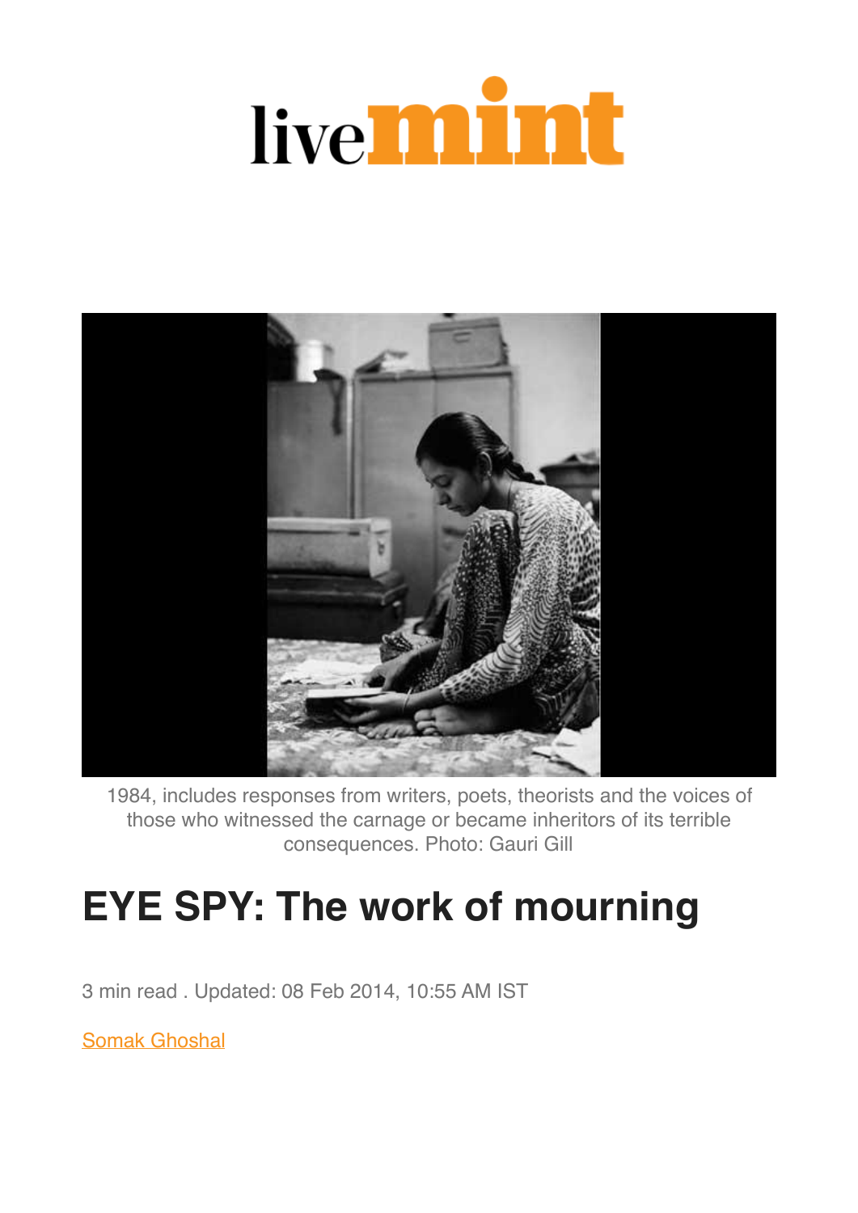livemint

1984, includes responses from writers, poets, theorists and the voices of those who witnessed the carnage or became inheritors of its terrible consequences. Photo: Gauri Gill

# EYE SPY: The work of mourning

3 min read . Updated: 08 Feb 2014, 10:55 AM IST

Somak Ghoshal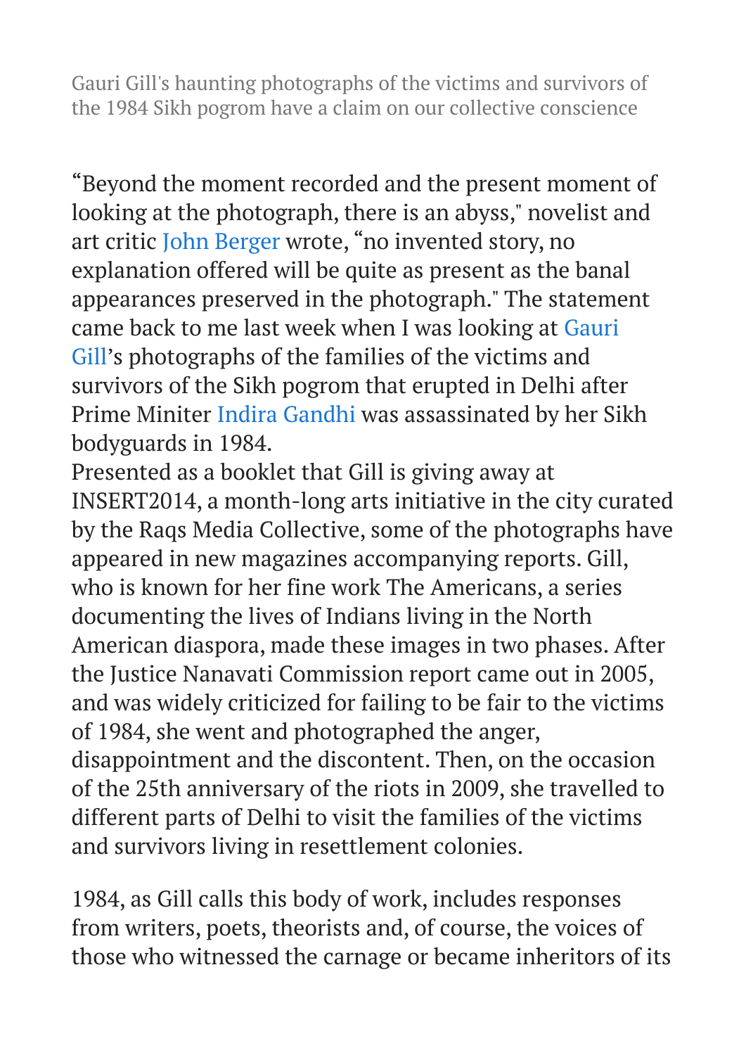Gauri Gill's haunting photographs of the victims and survivors of the 1984 Sikh pogrom have a claim on our collective conscience

"Beyond the moment recorded and the present moment of looking at the photograph, there is an abyss," novelist and art critic John Berger wrote, "no invented story, no explanation offered will be quite as present as the banal appearances preserved in the photograph." The statement came back to me last week when I was looking at Gauri Gill's photographs of the families of the victims and survivors of the Sikh pogrom that erupted in Delhi after Prime Miniter Indira Gandhi was assassinated by her Sikh bodyguards in 1984.
Presented as a booklet that Gill is giving away at INSERT2014, a month-long arts initiative in the city curated by the Raqs Media Collective, some of the photographs have appeared in new magazines accompanying reports. Gill, who is known for her fine work The Americans, a series documenting the lives of Indians living in the North American diaspora, made these images in two phases. After the Justice Nanavati Commission report came out in 2005, and was widely criticized for failing to be fair to the victims of 1984, she went and photographed the anger, disappointment and the discontent. Then, on the occasion of the 25th anniversary of the riots in 2009, she travelled to different parts of Delhi to visit the families of the victims and survivors living in resettlement colonies.

1984, as Gill calls this body of work, includes responses from writers, poets, theorists and, of course, the voices of those who witnessed the carnage or became inheritors of its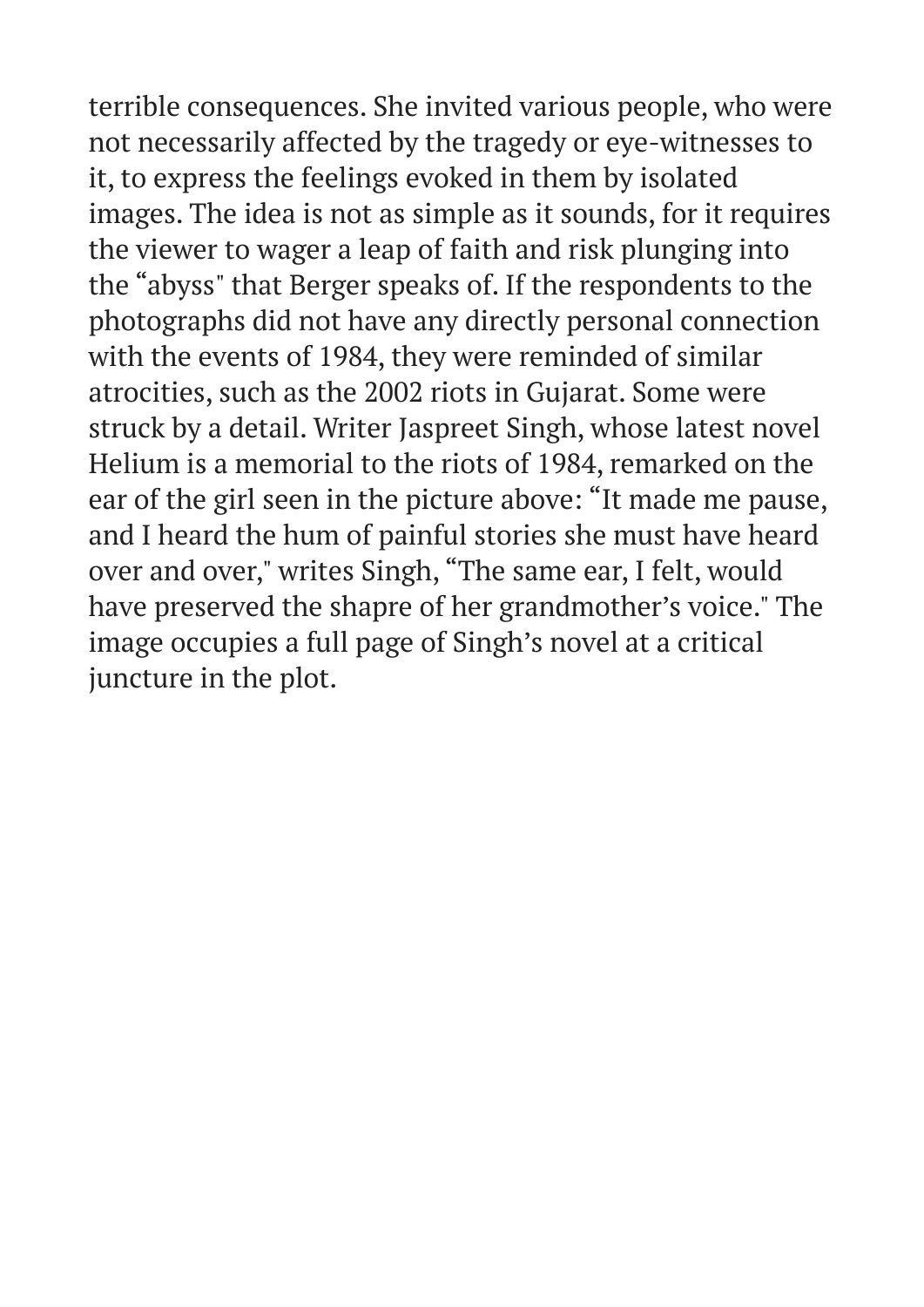terrible consequences. She invited various people, who were not necessarily affected by the tragedy or eye-witnesses to it, to express the feelings evoked in them by isolated images. The idea is not as simple as it sounds, for it requires the viewer to wager a leap of faith and risk plunging into the "abyss" that Berger speaks of. If the respondents to the photographs did not have any directly personal connection with the events of 1984, they were reminded of similar atrocities, such as the 2002 riots in Gujarat. Some were struck by a detail. Writer Jaspreet Singh, whose latest novel Helium is a memorial to the riots of 1984, remarked on the ear of the girl seen in the picture above: "It made me pause, and I heard the hum of painful stories she must have heard over and over," writes Singh, "The same ear, I felt, would have preserved the shapre of her grandmother's voice." The image occupies a full page of Singh's novel at a critical juncture in the plot.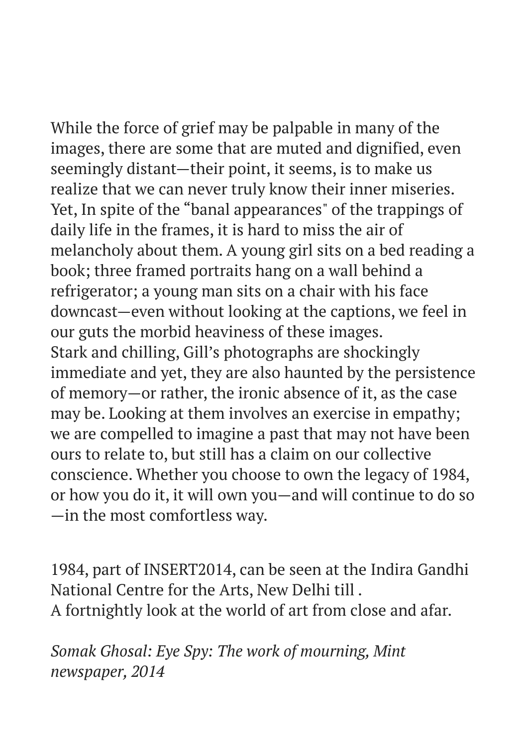While the force of grief may be palpable in many of the images, there are some that are muted and dignified, even seemingly distant—their point, it seems, is to make us realize that we can never truly know their inner miseries. Yet, In spite of the “banal appearances" of the trappings of daily life in the frames, it is hard to miss the air of melancholy about them. A young girl sits on a bed reading a book; three framed portraits hang on a wall behind a refrigerator; a young man sits on a chair with his face downcast—even without looking at the captions, we feel in our guts the morbid heaviness of these images.
Stark and chilling, Gill’s photographs are shockingly immediate and yet, they are also haunted by the persistence of memory—or rather, the ironic absence of it, as the case may be. Looking at them involves an exercise in empathy; we are compelled to imagine a past that may not have been ours to relate to, but still has a claim on our collective conscience. Whether you choose to own the legacy of 1984, or how you do it, it will own you—and will continue to do so —in the most comfortless way.

1984, part of INSERT2014, can be seen at the Indira Gandhi National Centre for the Arts, New Delhi till .
A fortnightly look at the world of art from close and afar.

*Somak Ghosal: Eye Spy: The work of mourning, Mint newspaper, 2014*